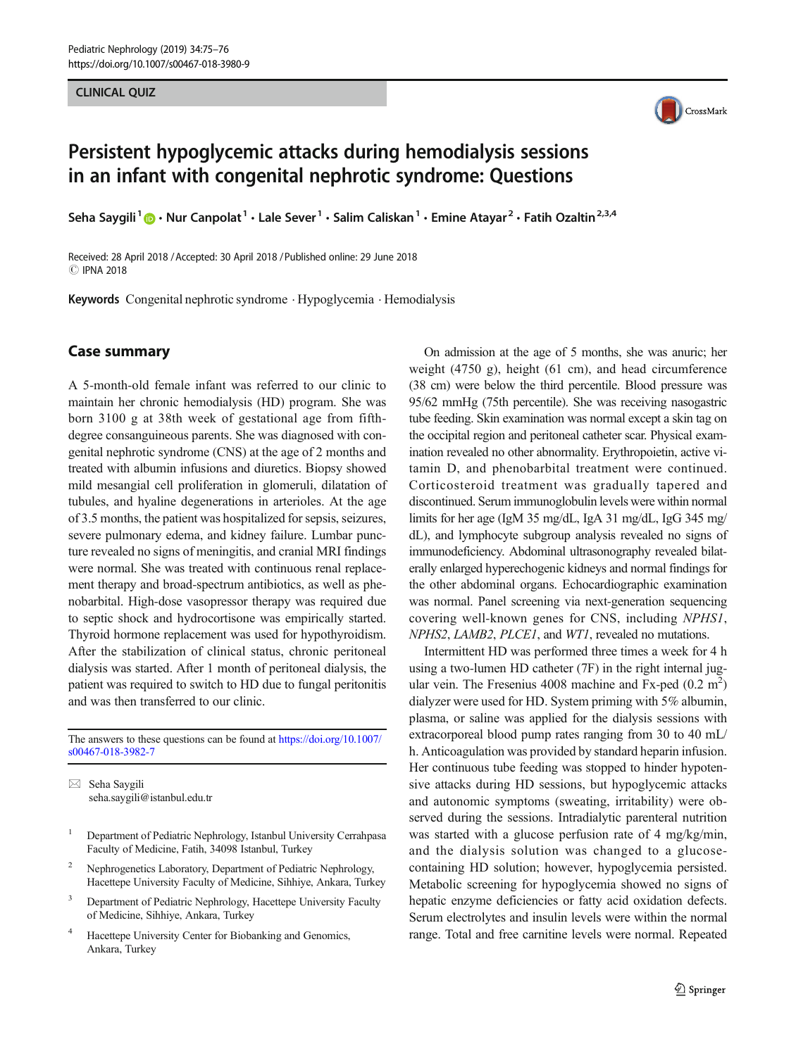CLINICAL QUIZ

# Persistent hypoglycemic attacks during hemodialysis sessions in an infant with congenital nephrotic syndrome: Questions

Seha Saygili[1] · Nur Canpolat[1] · Lale Sever[1] · Salim Caliskan[1] · Emine Atayar[2] · Fatih Ozaltin[2,3,4]

Received: 28 April 2018 / Accepted: 30 April 2018 / Published online: 29 June 2018
© IPNA 2018

**Keywords** Congenital nephrotic syndrome · Hypoglycemia · Hemodialysis

## Case summary

A 5-month-old female infant was referred to our clinic to maintain her chronic hemodialysis (HD) program. She was born 3100 g at 38th week of gestational age from fifth-degree consanguineous parents. She was diagnosed with congenital nephrotic syndrome (CNS) at the age of 2 months and treated with albumin infusions and diuretics. Biopsy showed mild mesangial cell proliferation in glomeruli, dilatation of tubules, and hyaline degenerations in arterioles. At the age of 3.5 months, the patient was hospitalized for sepsis, seizures, severe pulmonary edema, and kidney failure. Lumbar puncture revealed no signs of meningitis, and cranial MRI findings were normal. She was treated with continuous renal replacement therapy and broad-spectrum antibiotics, as well as phenobarbital. High-dose vasopressor therapy was required due to septic shock and hydrocortisone was empirically started. Thyroid hormone replacement was used for hypothyroidism. After the stabilization of clinical status, chronic peritoneal dialysis was started. After 1 month of peritoneal dialysis, the patient was required to switch to HD due to fungal peritonitis and was then transferred to our clinic.

On admission at the age of 5 months, she was anuric; her weight (4750 g), height (61 cm), and head circumference (38 cm) were below the third percentile. Blood pressure was 95/62 mmHg (75th percentile). She was receiving nasogastric tube feeding. Skin examination was normal except a skin tag on the occipital region and peritoneal catheter scar. Physical examination revealed no other abnormality. Erythropoietin, active vitamin D, and phenobarbital treatment were continued. Corticosteroid treatment was gradually tapered and discontinued. Serum immunoglobulin levels were within normal limits for her age (IgM 35 mg/dL, IgA 31 mg/dL, IgG 345 mg/dL), and lymphocyte subgroup analysis revealed no signs of immunodeficiency. Abdominal ultrasonography revealed bilaterally enlarged hyperechogenic kidneys and normal findings for the other abdominal organs. Echocardiographic examination was normal. Panel screening via next-generation sequencing covering well-known genes for CNS, including *NPHS1*, *NPHS2*, *LAMB2*, *PLCE1*, and *WT1*, revealed no mutations.

Intermittent HD was performed three times a week for 4 h using a two-lumen HD catheter (7F) in the right internal jugular vein. The Fresenius 4008 machine and Fx-ped (0.2 $m^2$) dialyzer were used for HD. System priming with 5% albumin, plasma, or saline was applied for the dialysis sessions with extracorporeal blood pump rates ranging from 30 to 40 mL/h. Anticoagulation was provided by standard heparin infusion. Her continuous tube feeding was stopped to hinder hypotensive attacks during HD sessions, but hypoglycemic attacks and autonomic symptoms (sweating, irritability) were observed during the sessions. Intradialytic parenteral nutrition was started with a glucose perfusion rate of 4 mg/kg/min, and the dialysis solution was changed to a glucose-containing HD solution; however, hypoglycemia persisted. Metabolic screening for hypoglycemia showed no signs of hepatic enzyme deficiencies or fatty acid oxidation defects. Serum electrolytes and insulin levels were within the normal range. Total and free carnitine levels were normal. Repeated

The answers to these questions can be found at https://doi.org/10.1007/s00467-018-3982-7

✉ Seha Saygili
seha.saygili@istanbul.edu.tr

1. Department of Pediatric Nephrology, Istanbul University Cerrahpasa Faculty of Medicine, Fatih, 34098 Istanbul, Turkey
2. Nephrogenetics Laboratory, Department of Pediatric Nephrology, Hacettepe University Faculty of Medicine, Sihhiye, Ankara, Turkey
3. Department of Pediatric Nephrology, Hacettepe University Faculty of Medicine, Sihhiye, Ankara, Turkey
4. Hacettepe University Center for Biobanking and Genomics, Ankara, Turkey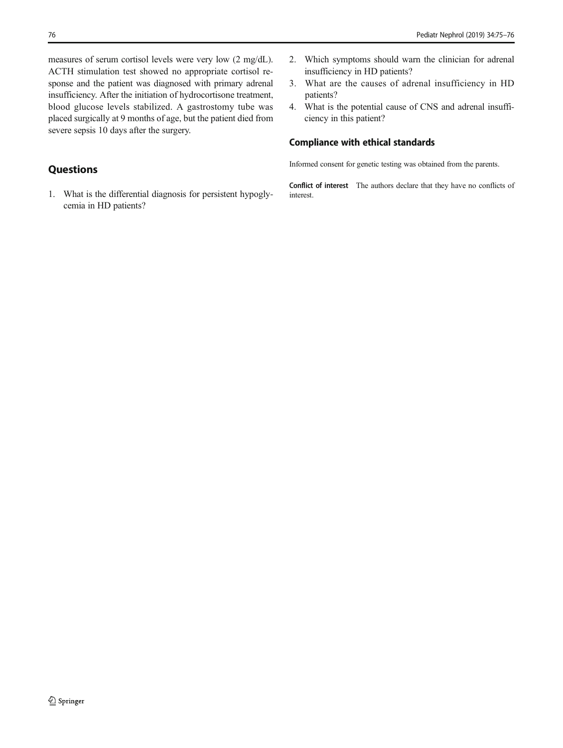measures of serum cortisol levels were very low (2 mg/dL). ACTH stimulation test showed no appropriate cortisol response and the patient was diagnosed with primary adrenal insufficiency. After the initiation of hydrocortisone treatment, blood glucose levels stabilized. A gastrostomy tube was placed surgically at 9 months of age, but the patient died from severe sepsis 10 days after the surgery.

## Questions

1. What is the differential diagnosis for persistent hypoglycemia in HD patients?
2. Which symptoms should warn the clinician for adrenal insufficiency in HD patients?
3. What are the causes of adrenal insufficiency in HD patients?
4. What is the potential cause of CNS and adrenal insufficiency in this patient?

## Compliance with ethical standards

Informed consent for genetic testing was obtained from the parents.

**Conflict of interest** The authors declare that they have no conflicts of interest.